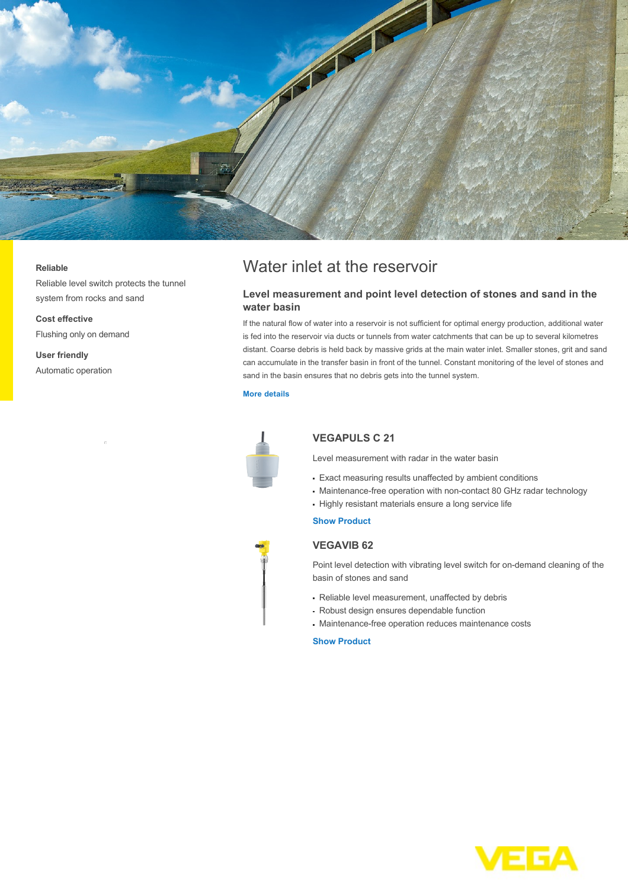**Reliable**

Reliable level switch protects the tunnel system from rocks and sand

**Cost effective**

Flushing only on demand

**User friendly**

Automatic operation

# Water inlet at the reservoir

### Level measurement and point level detection of stones and sand in the water basin

If the natural flow of water into a reservoir is not sufficient for optimal energy production, additional water is fed into the reservoir via ducts or tunnels from water catchments that can be up to several kilometres distant. Coarse debris is held back by massive grids at the main water inlet. Smaller stones, grit and sand can accumulate in the transfer basin in front of the tunnel. Constant monitoring of the level of stones and sand in the basin ensures that no debris gets into the tunnel system.

More details

## VEGAPULS C 21

Level measurement with radar in the water basin

- Exact measuring results unaffected by ambient conditions
- Maintenance-free operation with non-contact 80 GHz radar technology
- Highly resistant materials ensure a long service life

Show Product

## VEGAVIB 62

Point level detection with vibrating level switch for on-demand cleaning of the basin of stones and sand

- Reliable level measurement, unaffected by debris
- Robust design ensures dependable function
- Maintenance-free operation reduces maintenance costs

Show Product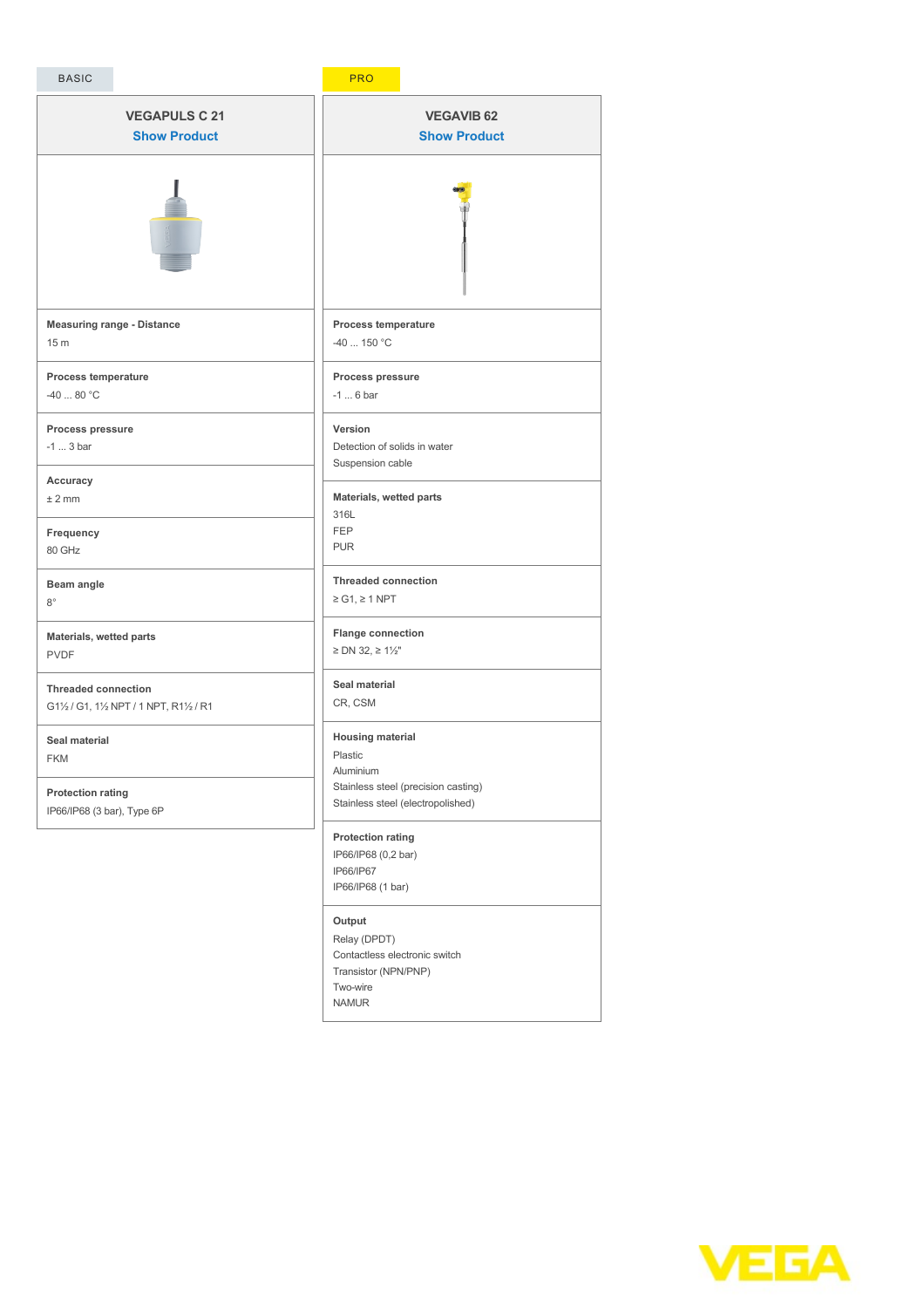| BASIC | PRO |
|---|---|
| **VEGAPULS C 21**<br>Show Product | **VEGAVIB 62**<br>Show Product |

**VEGAPULS C 21** (BASIC)

**Measuring range - Distance**
15 m

**Process temperature**
-40 ... 80 °C

**Process pressure**
-1 ... 3 bar

**Accuracy**
± 2 mm

**Frequency**
80 GHz

**Beam angle**
8°

**Materials, wetted parts**
PVDF

**Threaded connection**
G1½ / G1, 1½ NPT / 1 NPT, R1½ / R1

**Seal material**
FKM

**Protection rating**
IP66/IP68 (3 bar), Type 6P

**VEGAVIB 62** (PRO)

**Process temperature**
-40 ... 150 °C

**Process pressure**
-1 ... 6 bar

**Version**
Detection of solids in water
Suspension cable

**Materials, wetted parts**
316L
FEP
PUR

**Threaded connection**
≥ G1, ≥ 1 NPT

**Flange connection**
≥ DN 32, ≥ 1½"

**Seal material**
CR, CSM

**Housing material**
Plastic
Aluminium
Stainless steel (precision casting)
Stainless steel (electropolished)

**Protection rating**
IP66/IP68 (0,2 bar)
IP66/IP67
IP66/IP68 (1 bar)

**Output**
Relay (DPDT)
Contactless electronic switch
Transistor (NPN/PNP)
Two-wire
NAMUR